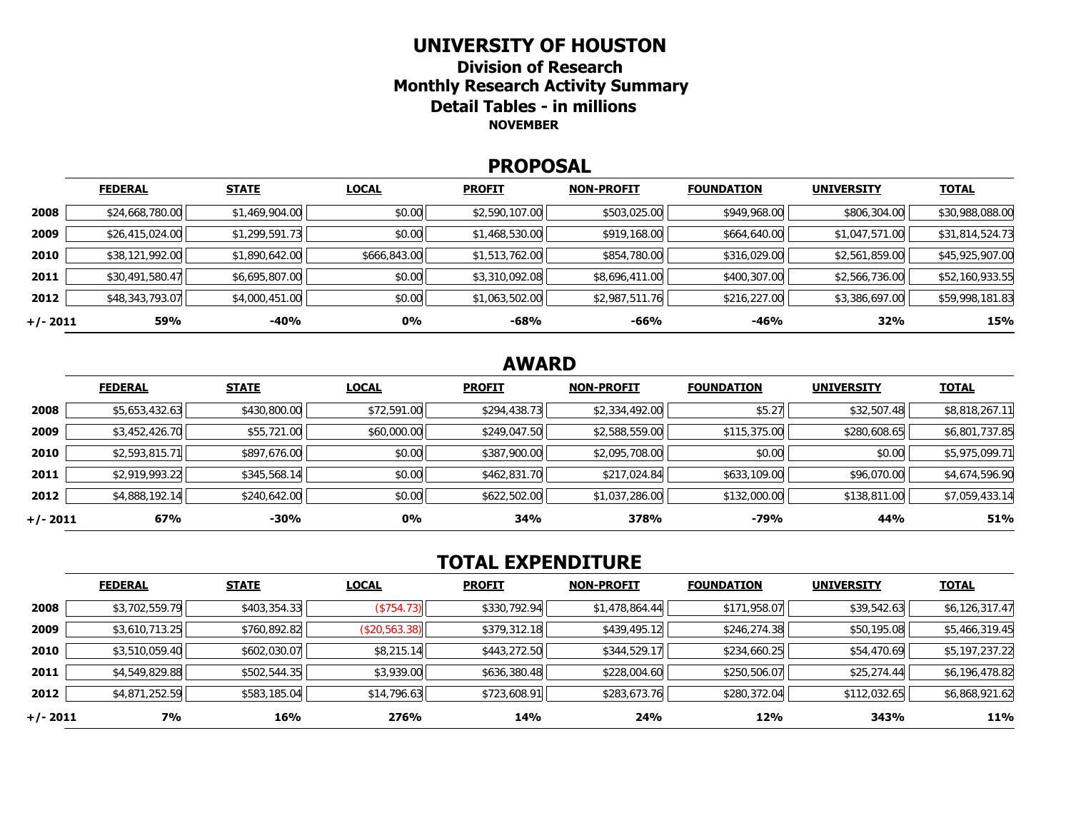# UNIVERSITY OF HOUSTON

## Division of Research

## Monthly Research Activity Summary

## Detail Tables - in millions

**NOVEMBER**

## PROPOSAL

| | FEDERAL | STATE | LOCAL | PROFIT | NON-PROFIT | FOUNDATION | UNIVERSITY | TOTAL |
|---|---|---|---|---|---|---|---|---|
| **2008** | $24,668,780.00 | $1,469,904.00 | $0.00 | $2,590,107.00 | $503,025.00 | $949,968.00 | $806,304.00 | $30,988,088.00 |
| **2009** | $26,415,024.00 | $1,299,591.73 | $0.00 | $1,468,530.00 | $919,168.00 | $664,640.00 | $1,047,571.00 | $31,814,524.73 |
| **2010** | $38,121,992.00 | $1,890,642.00 | $666,843.00 | $1,513,762.00 | $854,780.00 | $316,029.00 | $2,561,859.00 | $45,925,907.00 |
| **2011** | $30,491,580.47 | $6,695,807.00 | $0.00 | $3,310,092.08 | $8,696,411.00 | $400,307.00 | $2,566,736.00 | $52,160,933.55 |
| **2012** | $48,343,793.07 | $4,000,451.00 | $0.00 | $1,063,502.00 | $2,987,511.76 | $216,227.00 | $3,386,697.00 | $59,998,181.83 |
| **+/- 2011** | **59%** | **-40%** | **0%** | **-68%** | **-66%** | **-46%** | **32%** | **15%** |

## AWARD

| | FEDERAL | STATE | LOCAL | PROFIT | NON-PROFIT | FOUNDATION | UNIVERSITY | TOTAL |
|---|---|---|---|---|---|---|---|---|
| **2008** | $5,653,432.63 | $430,800.00 | $72,591.00 | $294,438.73 | $2,334,492.00 | $5.27 | $32,507.48 | $8,818,267.11 |
| **2009** | $3,452,426.70 | $55,721.00 | $60,000.00 | $249,047.50 | $2,588,559.00 | $115,375.00 | $280,608.65 | $6,801,737.85 |
| **2010** | $2,593,815.71 | $897,676.00 | $0.00 | $387,900.00 | $2,095,708.00 | $0.00 | $0.00 | $5,975,099.71 |
| **2011** | $2,919,993.22 | $345,568.14 | $0.00 | $462,831.70 | $217,024.84 | $633,109.00 | $96,070.00 | $4,674,596.90 |
| **2012** | $4,888,192.14 | $240,642.00 | $0.00 | $622,502.00 | $1,037,286.00 | $132,000.00 | $138,811.00 | $7,059,433.14 |
| **+/- 2011** | **67%** | **-30%** | **0%** | **34%** | **378%** | **-79%** | **44%** | **51%** |

## TOTAL EXPENDITURE

| | FEDERAL | STATE | LOCAL | PROFIT | NON-PROFIT | FOUNDATION | UNIVERSITY | TOTAL |
|---|---|---|---|---|---|---|---|---|
| **2008** | $3,702,559.79 | $403,354.33 | ($754.73) | $330,792.94 | $1,478,864.44 | $171,958.07 | $39,542.63 | $6,126,317.47 |
| **2009** | $3,610,713.25 | $760,892.82 | ($20,563.38) | $379,312.18 | $439,495.12 | $246,274.38 | $50,195.08 | $5,466,319.45 |
| **2010** | $3,510,059.40 | $602,030.07 | $8,215.14 | $443,272.50 | $344,529.17 | $234,660.25 | $54,470.69 | $5,197,237.22 |
| **2011** | $4,549,829.88 | $502,544.35 | $3,939.00 | $636,380.48 | $228,004.60 | $250,506.07 | $25,274.44 | $6,196,478.82 |
| **2012** | $4,871,252.59 | $583,185.04 | $14,796.63 | $723,608.91 | $283,673.76 | $280,372.04 | $112,032.65 | $6,868,921.62 |
| **+/- 2011** | **7%** | **16%** | **276%** | **14%** | **24%** | **12%** | **343%** | **11%** |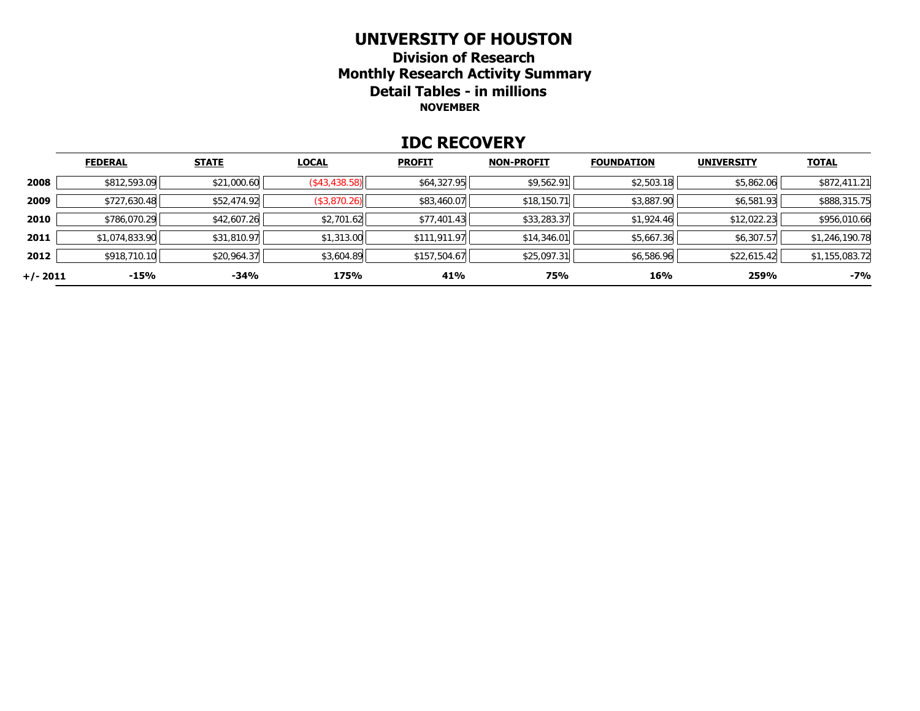# UNIVERSITY OF HOUSTON

## Division of Research

## Monthly Research Activity Summary

## Detail Tables - in millions

**NOVEMBER**

## IDC RECOVERY

| | FEDERAL | STATE | LOCAL | PROFIT | NON-PROFIT | FOUNDATION | UNIVERSITY | TOTAL |
|---|---|---|---|---|---|---|---|---|
| **2008** | $812,593.09 | $21,000.60 | ($43,438.58) | $64,327.95 | $9,562.91 | $2,503.18 | $5,862.06 | $872,411.21 |
| **2009** | $727,630.48 | $52,474.92 | ($3,870.26) | $83,460.07 | $18,150.71 | $3,887.90 | $6,581.93 | $888,315.75 |
| **2010** | $786,070.29 | $42,607.26 | $2,701.62 | $77,401.43 | $33,283.37 | $1,924.46 | $12,022.23 | $956,010.66 |
| **2011** | $1,074,833.90 | $31,810.97 | $1,313.00 | $111,911.97 | $14,346.01 | $5,667.36 | $6,307.57 | $1,246,190.78 |
| **2012** | $918,710.10 | $20,964.37 | $3,604.89 | $157,504.67 | $25,097.31 | $6,586.96 | $22,615.42 | $1,155,083.72 |
| **+/- 2011** | **-15%** | **-34%** | **175%** | **41%** | **75%** | **16%** | **259%** | **-7%** |